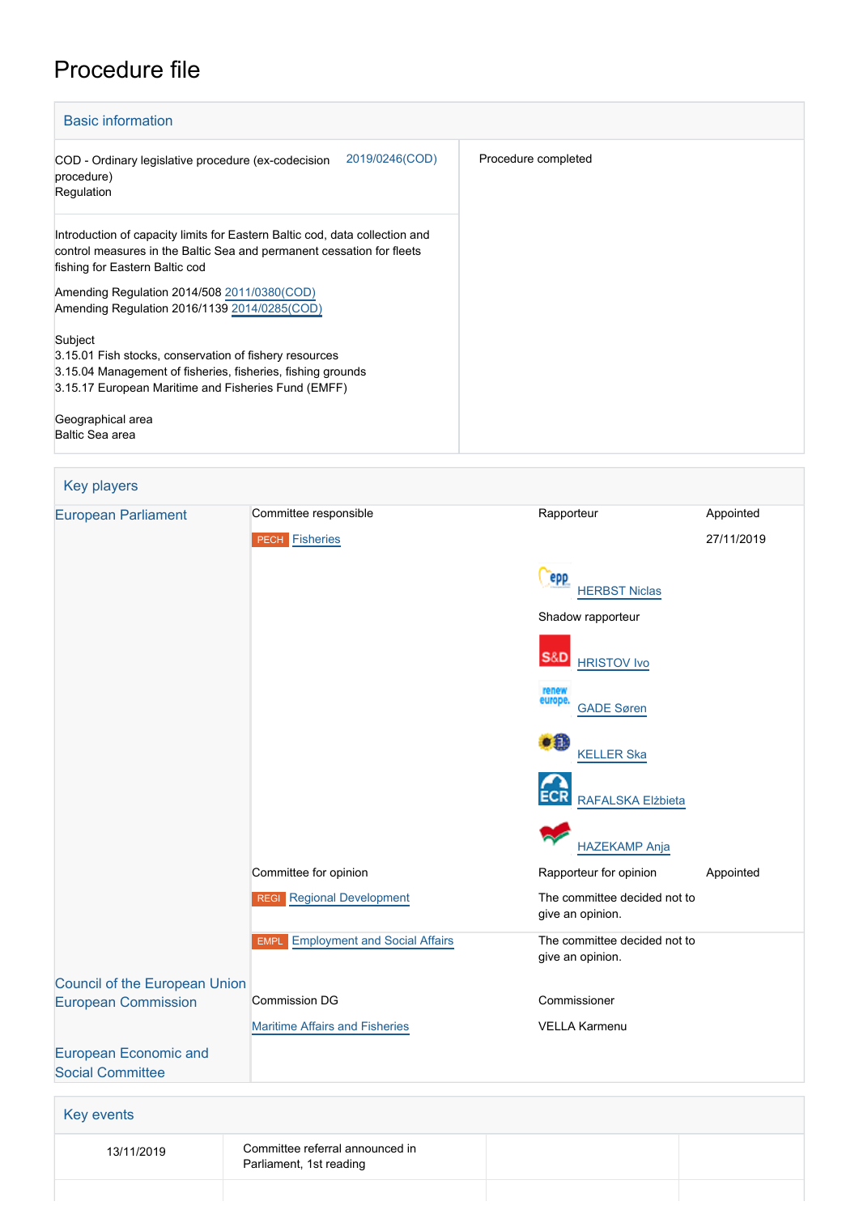# Procedure file

## Basic information

| | |
|---|---|
| COD - Ordinary legislative procedure (ex-codecision procedure) Regulation 2019/0246(COD) | Procedure completed |

Introduction of capacity limits for Eastern Baltic cod, data collection and control measures in the Baltic Sea and permanent cessation for fleets fishing for Eastern Baltic cod

Amending Regulation 2014/508 2011/0380(COD)
Amending Regulation 2016/1139 2014/0285(COD)

Subject
3.15.01 Fish stocks, conservation of fishery resources
3.15.04 Management of fisheries, fisheries, fishing grounds
3.15.17 European Maritime and Fisheries Fund (EMFF)

Geographical area
Baltic Sea area

## Key players

| | | | |
|---|---|---|---|
| European Parliament | Committee responsible | Rapporteur | Appointed |
| | PECH Fisheries | | 27/11/2019 |
| | | EPP HERBST Niclas | |
| | | Shadow rapporteur | |
| | | S&D HRISTOV Ivo | |
| | | Renew Europe GADE Søren | |
| | | Greens/EFA KELLER Ska | |
| | | ECR RAFALSKA Elżbieta | |
| | | GUE/NGL HAZEKAMP Anja | |
| | Committee for opinion | Rapporteur for opinion | Appointed |
| | REGI Regional Development | The committee decided not to give an opinion. | |
| | EMPL Employment and Social Affairs | The committee decided not to give an opinion. | |
| Council of the European Union | | | |
| European Commission | Commission DG | Commissioner | |
| | Maritime Affairs and Fisheries | VELLA Karmenu | |
| European Economic and Social Committee | | | |

## Key events

| | | | |
|---|---|---|---|
| 13/11/2019 | Committee referral announced in Parliament, 1st reading | | |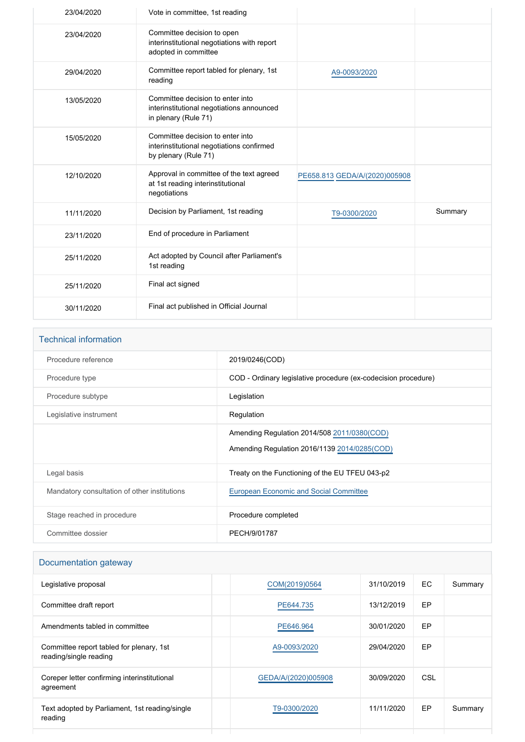| | | | |
|---|---|---|---|
| 23/04/2020 | Vote in committee, 1st reading | | |
| 23/04/2020 | Committee decision to open interinstitutional negotiations with report adopted in committee | | |
| 29/04/2020 | Committee report tabled for plenary, 1st reading | A9-0093/2020 | |
| 13/05/2020 | Committee decision to enter into interinstitutional negotiations announced in plenary (Rule 71) | | |
| 15/05/2020 | Committee decision to enter into interinstitutional negotiations confirmed by plenary (Rule 71) | | |
| 12/10/2020 | Approval in committee of the text agreed at 1st reading interinstitutional negotiations | PE658.813 GEDA/A/(2020)005908 | |
| 11/11/2020 | Decision by Parliament, 1st reading | T9-0300/2020 | Summary |
| 23/11/2020 | End of procedure in Parliament | | |
| 25/11/2020 | Act adopted by Council after Parliament's 1st reading | | |
| 25/11/2020 | Final act signed | | |
| 30/11/2020 | Final act published in Official Journal | | |

## Technical information

| | |
|---|---|
| Procedure reference | 2019/0246(COD) |
| Procedure type | COD - Ordinary legislative procedure (ex-codecision procedure) |
| Procedure subtype | Legislation |
| Legislative instrument | Regulation |
| | Amending Regulation 2014/508 2011/0380(COD)<br>Amending Regulation 2016/1139 2014/0285(COD) |
| Legal basis | Treaty on the Functioning of the EU TFEU 043-p2 |
| Mandatory consultation of other institutions | European Economic and Social Committee |
| Stage reached in procedure | Procedure completed |
| Committee dossier | PECH/9/01787 |

## Documentation gateway

| | | | | | |
|---|---|---|---|---|---|
| Legislative proposal | | COM(2019)0564 | 31/10/2019 | EC | Summary |
| Committee draft report | | PE644.735 | 13/12/2019 | EP | |
| Amendments tabled in committee | | PE646.964 | 30/01/2020 | EP | |
| Committee report tabled for plenary, 1st reading/single reading | | A9-0093/2020 | 29/04/2020 | EP | |
| Coreper letter confirming interinstitutional agreement | | GEDA/A/(2020)005908 | 30/09/2020 | CSL | |
| Text adopted by Parliament, 1st reading/single reading | | T9-0300/2020 | 11/11/2020 | EP | Summary |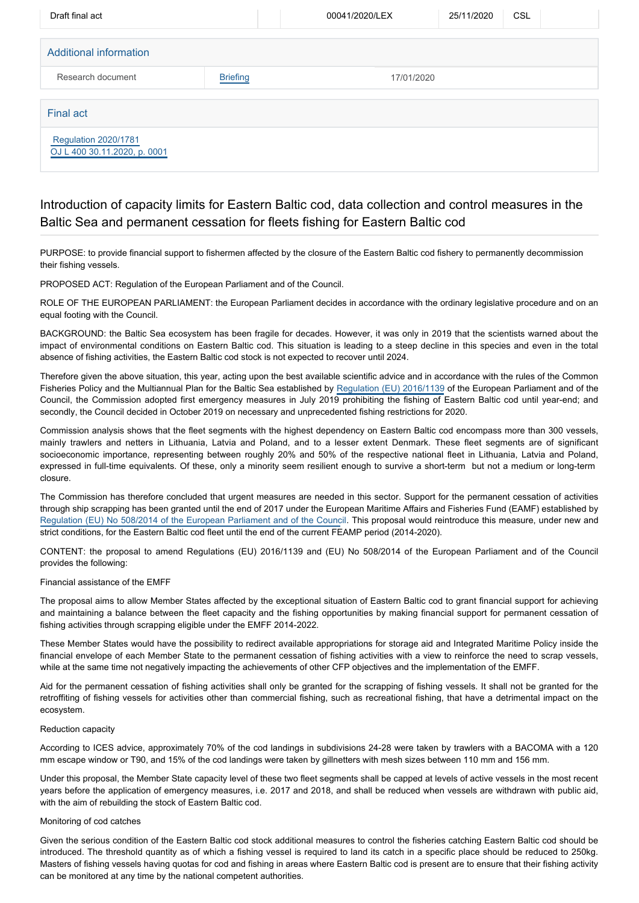| Draft final act | | 00041/2020/LEX | 25/11/2020 | CSL | |
|---|---|---|---|---|---|

## Additional information

| Research document | Briefing | 17/01/2020 |
|---|---|---|

## Final act

Regulation 2020/1781
OJ L 400 30.11.2020, p. 0001

# Introduction of capacity limits for Eastern Baltic cod, data collection and control measures in the Baltic Sea and permanent cessation for fleets fishing for Eastern Baltic cod

PURPOSE: to provide financial support to fishermen affected by the closure of the Eastern Baltic cod fishery to permanently decommission their fishing vessels.

PROPOSED ACT: Regulation of the European Parliament and of the Council.

ROLE OF THE EUROPEAN PARLIAMENT: the European Parliament decides in accordance with the ordinary legislative procedure and on an equal footing with the Council.

BACKGROUND: the Baltic Sea ecosystem has been fragile for decades. However, it was only in 2019 that the scientists warned about the impact of environmental conditions on Eastern Baltic cod. This situation is leading to a steep decline in this species and even in the total absence of fishing activities, the Eastern Baltic cod stock is not expected to recover until 2024.

Therefore given the above situation, this year, acting upon the best available scientific advice and in accordance with the rules of the Common Fisheries Policy and the Multiannual Plan for the Baltic Sea established by Regulation (EU) 2016/1139 of the European Parliament and of the Council, the Commission adopted first emergency measures in July 2019 prohibiting the fishing of Eastern Baltic cod until year-end; and secondly, the Council decided in October 2019 on necessary and unprecedented fishing restrictions for 2020.

Commission analysis shows that the fleet segments with the highest dependency on Eastern Baltic cod encompass more than 300 vessels, mainly trawlers and netters in Lithuania, Latvia and Poland, and to a lesser extent Denmark. These fleet segments are of significant socioeconomic importance, representing between roughly 20% and 50% of the respective national fleet in Lithuania, Latvia and Poland, expressed in full-time equivalents. Of these, only a minority seem resilient enough to survive a short-term but not a medium or long-term closure.

The Commission has therefore concluded that urgent measures are needed in this sector. Support for the permanent cessation of activities through ship scrapping has been granted until the end of 2017 under the European Maritime Affairs and Fisheries Fund (EAMF) established by Regulation (EU) No 508/2014 of the European Parliament and of the Council. This proposal would reintroduce this measure, under new and strict conditions, for the Eastern Baltic cod fleet until the end of the current FEAMP period (2014-2020).

CONTENT: the proposal to amend Regulations (EU) 2016/1139 and (EU) No 508/2014 of the European Parliament and of the Council provides the following:

Financial assistance of the EMFF

The proposal aims to allow Member States affected by the exceptional situation of Eastern Baltic cod to grant financial support for achieving and maintaining a balance between the fleet capacity and the fishing opportunities by making financial support for permanent cessation of fishing activities through scrapping eligible under the EMFF 2014-2022.

These Member States would have the possibility to redirect available appropriations for storage aid and Integrated Maritime Policy inside the financial envelope of each Member State to the permanent cessation of fishing activities with a view to reinforce the need to scrap vessels, while at the same time not negatively impacting the achievements of other CFP objectives and the implementation of the EMFF.

Aid for the permanent cessation of fishing activities shall only be granted for the scrapping of fishing vessels. It shall not be granted for the retroffiting of fishing vessels for activities other than commercial fishing, such as recreational fishing, that have a detrimental impact on the ecosystem.

Reduction capacity

According to ICES advice, approximately 70% of the cod landings in subdivisions 24-28 were taken by trawlers with a BACOMA with a 120 mm escape window or T90, and 15% of the cod landings were taken by gillnetters with mesh sizes between 110 mm and 156 mm.

Under this proposal, the Member State capacity level of these two fleet segments shall be capped at levels of active vessels in the most recent years before the application of emergency measures, i.e. 2017 and 2018, and shall be reduced when vessels are withdrawn with public aid, with the aim of rebuilding the stock of Eastern Baltic cod.

Monitoring of cod catches

Given the serious condition of the Eastern Baltic cod stock additional measures to control the fisheries catching Eastern Baltic cod should be introduced. The threshold quantity as of which a fishing vessel is required to land its catch in a specific place should be reduced to 250kg. Masters of fishing vessels having quotas for cod and fishing in areas where Eastern Baltic cod is present are to ensure that their fishing activity can be monitored at any time by the national competent authorities.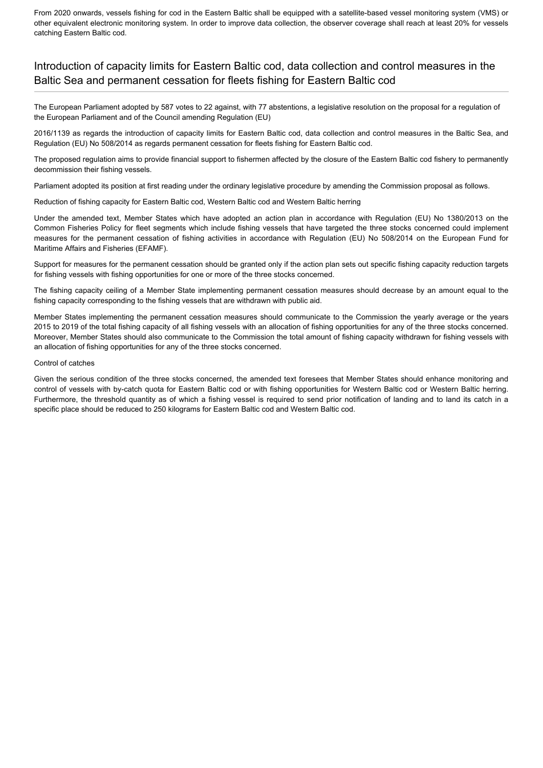From 2020 onwards, vessels fishing for cod in the Eastern Baltic shall be equipped with a satellite-based vessel monitoring system (VMS) or other equivalent electronic monitoring system. In order to improve data collection, the observer coverage shall reach at least 20% for vessels catching Eastern Baltic cod.

## Introduction of capacity limits for Eastern Baltic cod, data collection and control measures in the Baltic Sea and permanent cessation for fleets fishing for Eastern Baltic cod

The European Parliament adopted by 587 votes to 22 against, with 77 abstentions, a legislative resolution on the proposal for a regulation of the European Parliament and of the Council amending Regulation (EU)

2016/1139 as regards the introduction of capacity limits for Eastern Baltic cod, data collection and control measures in the Baltic Sea, and Regulation (EU) No 508/2014 as regards permanent cessation for fleets fishing for Eastern Baltic cod.

The proposed regulation aims to provide financial support to fishermen affected by the closure of the Eastern Baltic cod fishery to permanently decommission their fishing vessels.

Parliament adopted its position at first reading under the ordinary legislative procedure by amending the Commission proposal as follows.

Reduction of fishing capacity for Eastern Baltic cod, Western Baltic cod and Western Baltic herring

Under the amended text, Member States which have adopted an action plan in accordance with Regulation (EU) No 1380/2013 on the Common Fisheries Policy for fleet segments which include fishing vessels that have targeted the three stocks concerned could implement measures for the permanent cessation of fishing activities in accordance with Regulation (EU) No 508/2014 on the European Fund for Maritime Affairs and Fisheries (EFAMF).

Support for measures for the permanent cessation should be granted only if the action plan sets out specific fishing capacity reduction targets for fishing vessels with fishing opportunities for one or more of the three stocks concerned.

The fishing capacity ceiling of a Member State implementing permanent cessation measures should decrease by an amount equal to the fishing capacity corresponding to the fishing vessels that are withdrawn with public aid.

Member States implementing the permanent cessation measures should communicate to the Commission the yearly average or the years 2015 to 2019 of the total fishing capacity of all fishing vessels with an allocation of fishing opportunities for any of the three stocks concerned. Moreover, Member States should also communicate to the Commission the total amount of fishing capacity withdrawn for fishing vessels with an allocation of fishing opportunities for any of the three stocks concerned.

Control of catches

Given the serious condition of the three stocks concerned, the amended text foresees that Member States should enhance monitoring and control of vessels with by-catch quota for Eastern Baltic cod or with fishing opportunities for Western Baltic cod or Western Baltic herring. Furthermore, the threshold quantity as of which a fishing vessel is required to send prior notification of landing and to land its catch in a specific place should be reduced to 250 kilograms for Eastern Baltic cod and Western Baltic cod.